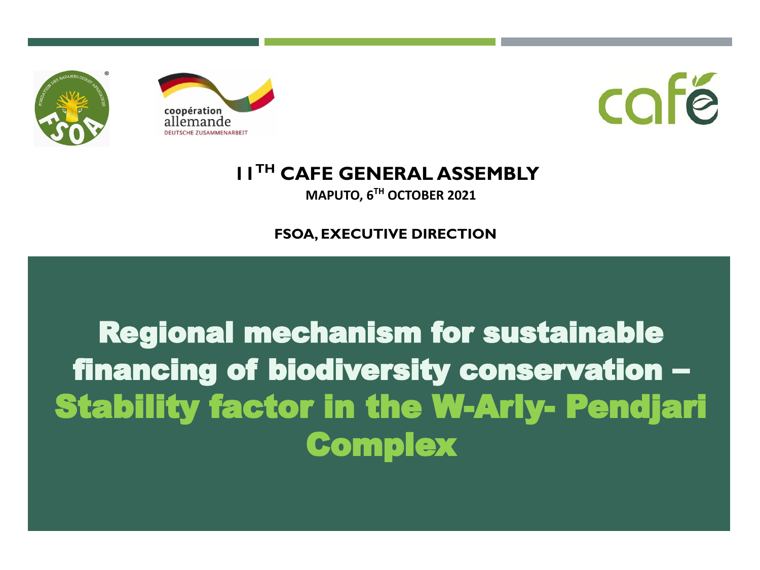**11[TH] CAFE GENERAL ASSEMBLY**

**MAPUTO, 6[TH] OCTOBER 2021**

**FSOA, EXECUTIVE DIRECTION**

# Regional mechanism for sustainable financing of biodiversity conservation – Stability factor in the W-Arly- Pendjari Complex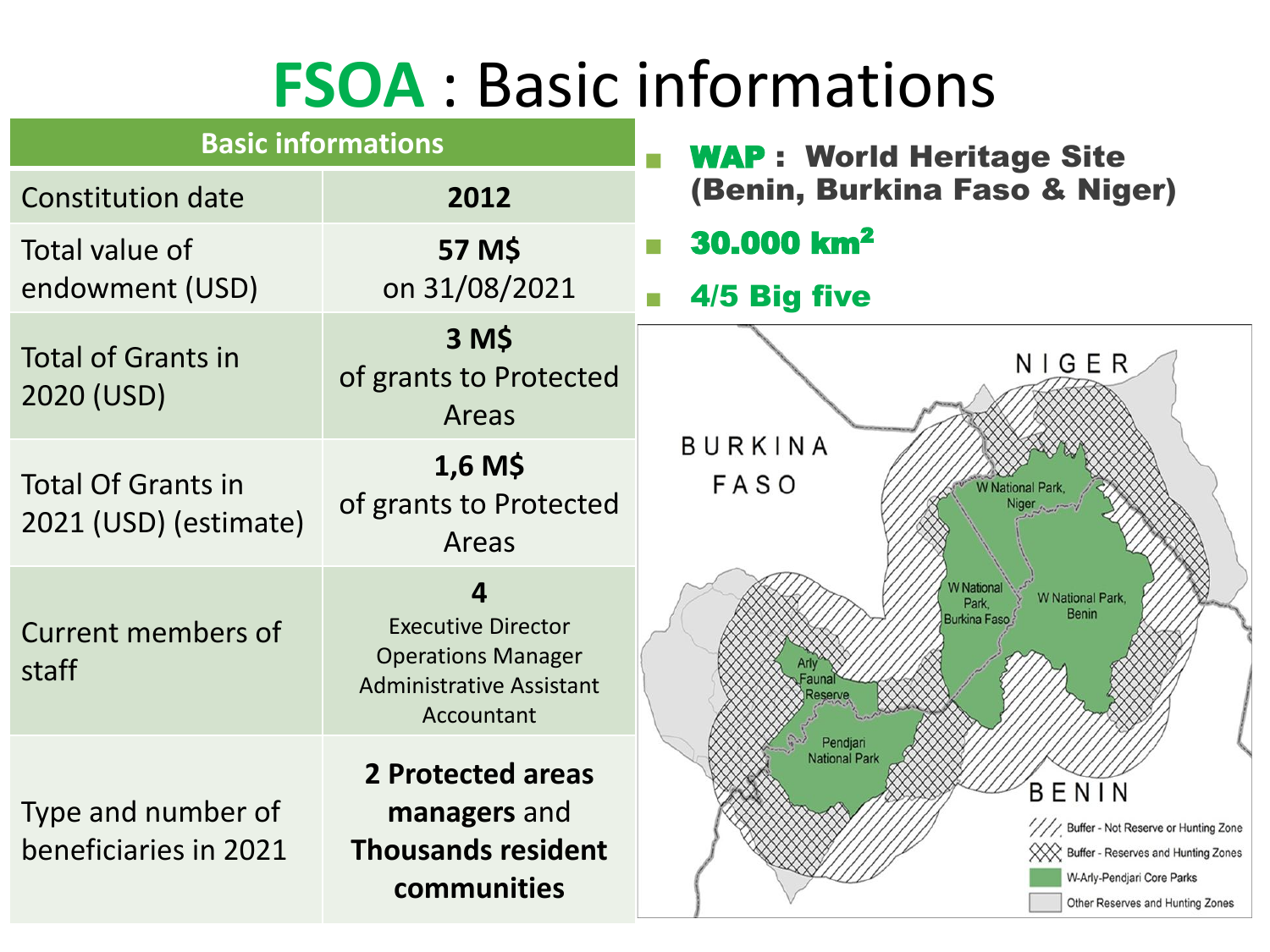# FSOA : Basic informations

| Basic informations | |
|---|---|
| Constitution date | **2012** |
| Total value of endowment (USD) | **57 M$** on 31/08/2021 |
| Total of Grants in 2020 (USD) | **3 M$** of grants to Protected Areas |
| Total Of Grants in 2021 (USD) (estimate) | **1,6 M$** of grants to Protected Areas |
| Current members of staff | **4** Executive Director Operations Manager Administrative Assistant Accountant |
| Type and number of beneficiaries in 2021 | **2 Protected areas managers** and **Thousands resident communities** |

- **WAP : World Heritage Site (Benin, Burkina Faso & Niger)**
- **30.000 km²**
- **4/5 Big five**

NIGER
BURKINA FASO
BENIN
W National Park, Niger
W National Park, Burkina Faso
W National Park, Benin
Arly Faunal Reserve
Pendjari National Park
Buffer - Not Reserve or Hunting Zone
Buffer - Reserves and Hunting Zones
W-Arly-Pendjari Core Parks
Other Reserves and Hunting Zones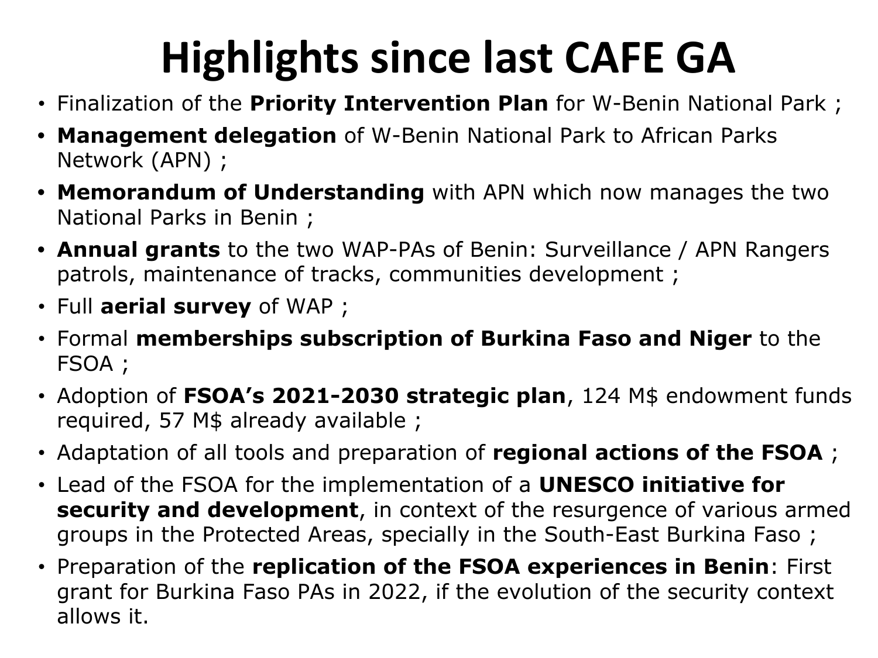# Highlights since last CAFE GA

- Finalization of the **Priority Intervention Plan** for W-Benin National Park ;
- **Management delegation** of W-Benin National Park to African Parks Network (APN) ;
- **Memorandum of Understanding** with APN which now manages the two National Parks in Benin ;
- **Annual grants** to the two WAP-PAs of Benin: Surveillance / APN Rangers patrols, maintenance of tracks, communities development ;
- Full **aerial survey** of WAP ;
- Formal **memberships subscription of Burkina Faso and Niger** to the FSOA ;
- Adoption of **FSOA's 2021-2030 strategic plan**, 124 M$ endowment funds required, 57 M$ already available ;
- Adaptation of all tools and preparation of **regional actions of the FSOA** ;
- Lead of the FSOA for the implementation of a **UNESCO initiative for security and development**, in context of the resurgence of various armed groups in the Protected Areas, specially in the South-East Burkina Faso ;
- Preparation of the **replication of the FSOA experiences in Benin**: First grant for Burkina Faso PAs in 2022, if the evolution of the security context allows it.